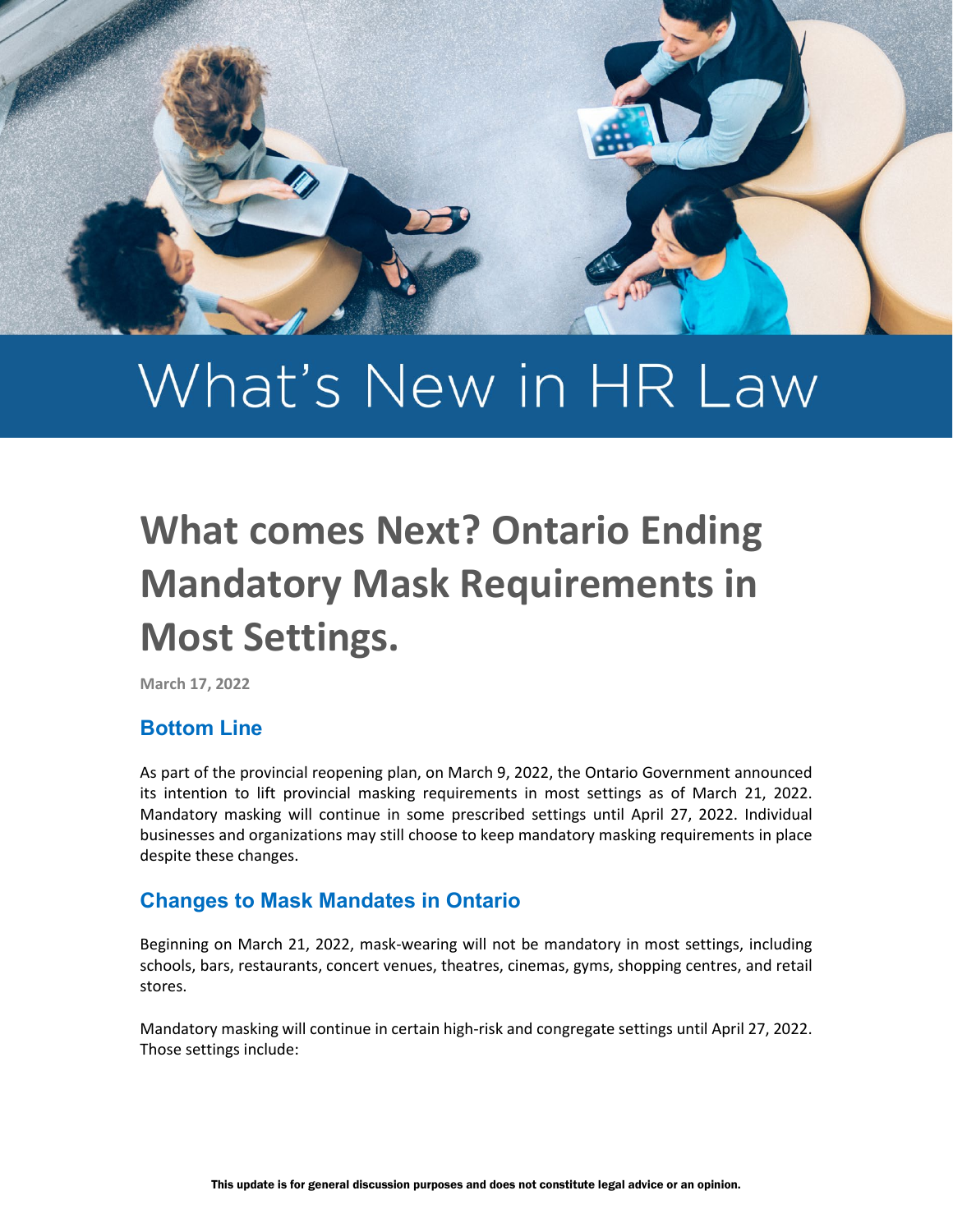# What's New in HR Law

## What comes Next? Ontario Ending Mandatory Mask Requirements in Most Settings.

**March 17, 2022**

### Bottom Line

As part of the provincial reopening plan, on March 9, 2022, the Ontario Government announced its intention to lift provincial masking requirements in most settings as of March 21, 2022. Mandatory masking will continue in some prescribed settings until April 27, 2022. Individual businesses and organizations may still choose to keep mandatory masking requirements in place despite these changes.

### Changes to Mask Mandates in Ontario

Beginning on March 21, 2022, mask-wearing will not be mandatory in most settings, including schools, bars, restaurants, concert venues, theatres, cinemas, gyms, shopping centres, and retail stores.

Mandatory masking will continue in certain high-risk and congregate settings until April 27, 2022. Those settings include:

This update is for general discussion purposes and does not constitute legal advice or an opinion.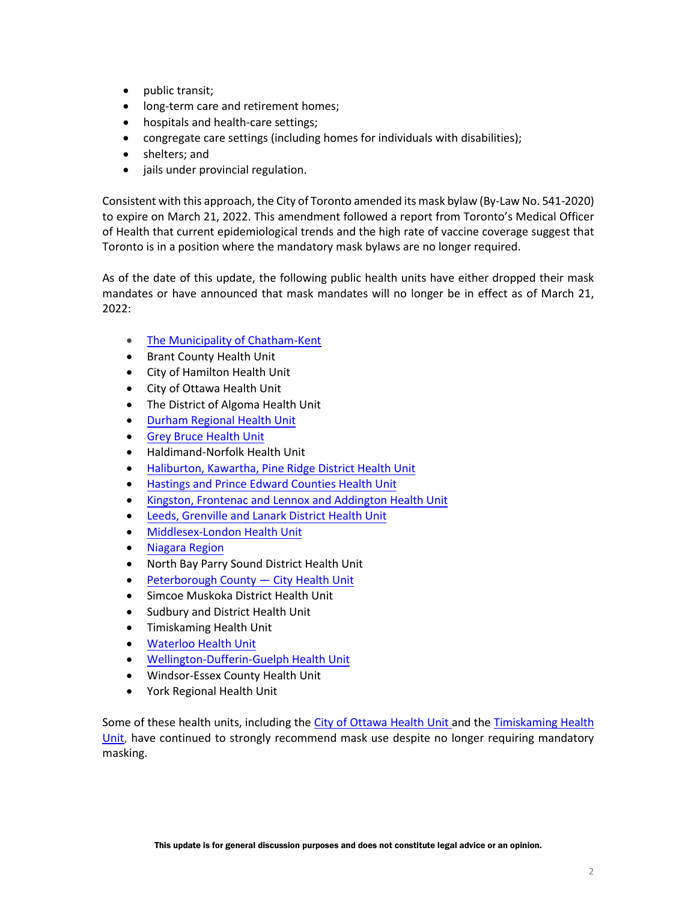- public transit;
- long-term care and retirement homes;
- hospitals and health-care settings;
- congregate care settings (including homes for individuals with disabilities);
- shelters; and
- jails under provincial regulation.

Consistent with this approach, the City of Toronto amended its mask bylaw (By-Law No. 541-2020) to expire on March 21, 2022. This amendment followed a report from Toronto's Medical Officer of Health that current epidemiological trends and the high rate of vaccine coverage suggest that Toronto is in a position where the mandatory mask bylaws are no longer required.

As of the date of this update, the following public health units have either dropped their mask mandates or have announced that mask mandates will no longer be in effect as of March 21, 2022:

- The Municipality of Chatham-Kent
- Brant County Health Unit
- City of Hamilton Health Unit
- City of Ottawa Health Unit
- The District of Algoma Health Unit
- Durham Regional Health Unit
- Grey Bruce Health Unit
- Haldimand-Norfolk Health Unit
- Haliburton, Kawartha, Pine Ridge District Health Unit
- Hastings and Prince Edward Counties Health Unit
- Kingston, Frontenac and Lennox and Addington Health Unit
- Leeds, Grenville and Lanark District Health Unit
- Middlesex-London Health Unit
- Niagara Region
- North Bay Parry Sound District Health Unit
- Peterborough County — City Health Unit
- Simcoe Muskoka District Health Unit
- Sudbury and District Health Unit
- Timiskaming Health Unit
- Waterloo Health Unit
- Wellington-Dufferin-Guelph Health Unit
- Windsor-Essex County Health Unit
- York Regional Health Unit

Some of these health units, including the City of Ottawa Health Unit and the Timiskaming Health Unit, have continued to strongly recommend mask use despite no longer requiring mandatory masking.

**This update is for general discussion purposes and does not constitute legal advice or an opinion.**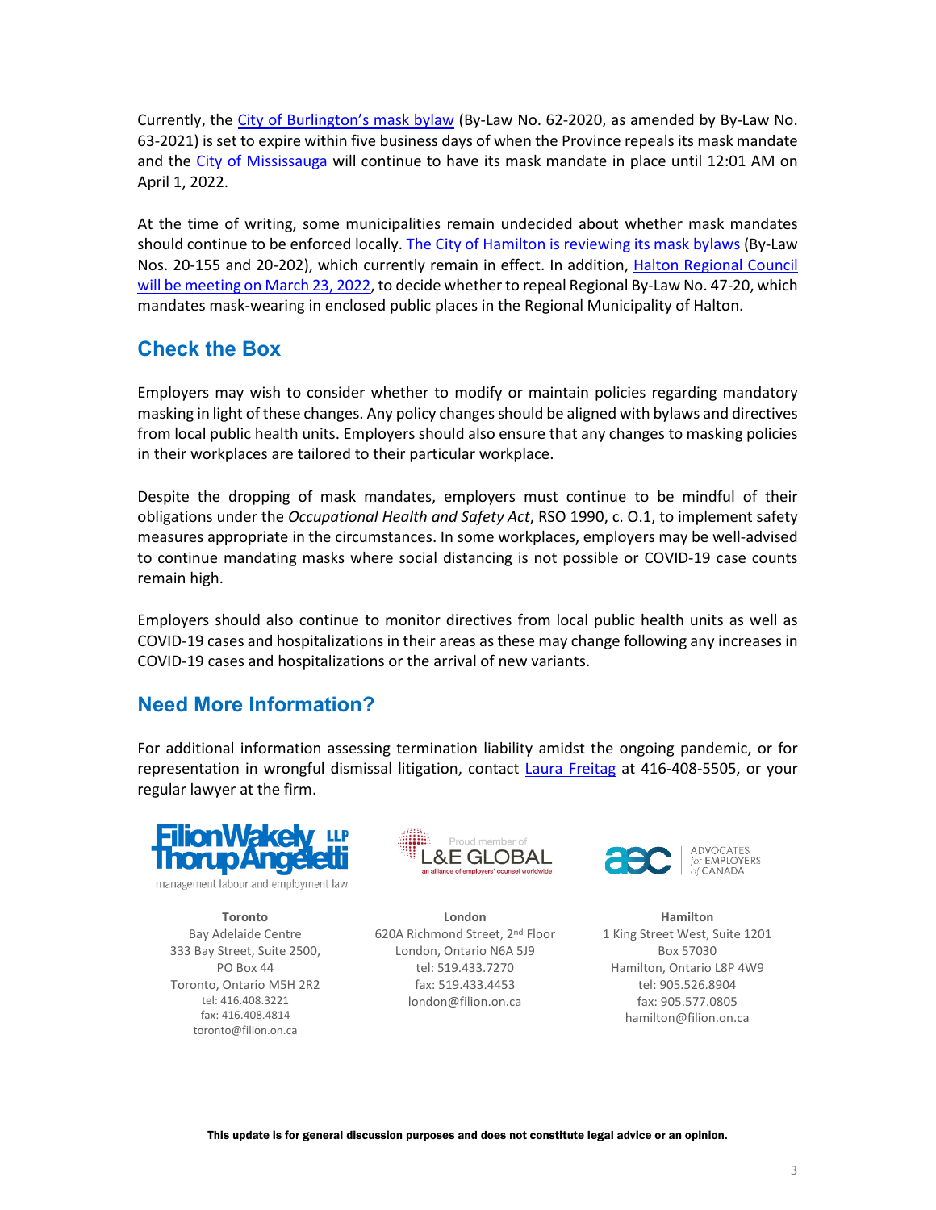Currently, the City of Burlington's mask bylaw (By-Law No. 62-2020, as amended by By-Law No. 63-2021) is set to expire within five business days of when the Province repeals its mask mandate and the City of Mississauga will continue to have its mask mandate in place until 12:01 AM on April 1, 2022.

At the time of writing, some municipalities remain undecided about whether mask mandates should continue to be enforced locally. The City of Hamilton is reviewing its mask bylaws (By-Law Nos. 20-155 and 20-202), which currently remain in effect. In addition, Halton Regional Council will be meeting on March 23, 2022, to decide whether to repeal Regional By-Law No. 47-20, which mandates mask-wearing in enclosed public places in the Regional Municipality of Halton.

## Check the Box

Employers may wish to consider whether to modify or maintain policies regarding mandatory masking in light of these changes. Any policy changes should be aligned with bylaws and directives from local public health units. Employers should also ensure that any changes to masking policies in their workplaces are tailored to their particular workplace.

Despite the dropping of mask mandates, employers must continue to be mindful of their obligations under the *Occupational Health and Safety Act*, RSO 1990, c. O.1, to implement safety measures appropriate in the circumstances. In some workplaces, employers may be well-advised to continue mandating masks where social distancing is not possible or COVID-19 case counts remain high.

Employers should also continue to monitor directives from local public health units as well as COVID-19 cases and hospitalizations in their areas as these may change following any increases in COVID-19 cases and hospitalizations or the arrival of new variants.

## Need More Information?

For additional information assessing termination liability amidst the ongoing pandemic, or for representation in wrongful dismissal litigation, contact Laura Freitag at 416-408-5505, or your regular lawyer at the firm.

Filion Wakely Thorup Angeletti LLP
management labour and employment law

Proud member of L&E GLOBAL
an alliance of employers' counsel worldwide

ADVOCATES *for* EMPLOYERS *of* CANADA

**Toronto**
Bay Adelaide Centre
333 Bay Street, Suite 2500,
PO Box 44
Toronto, Ontario M5H 2R2
tel: 416.408.3221
fax: 416.408.4814
toronto@filion.on.ca

**London**
620A Richmond Street, 2nd Floor
London, Ontario N6A 5J9
tel: 519.433.7270
fax: 519.433.4453
london@filion.on.ca

**Hamilton**
1 King Street West, Suite 1201
Box 57030
Hamilton, Ontario L8P 4W9
tel: 905.526.8904
fax: 905.577.0805
hamilton@filion.on.ca

**This update is for general discussion purposes and does not constitute legal advice or an opinion.**